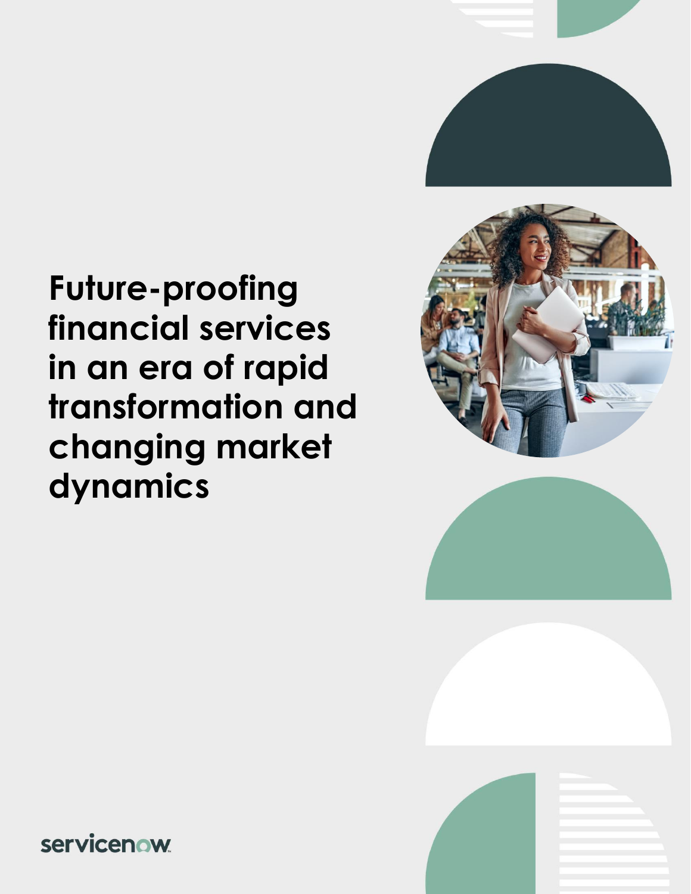# Future-proofing financial services in an era of rapid transformation and changing market dynamics

servicenow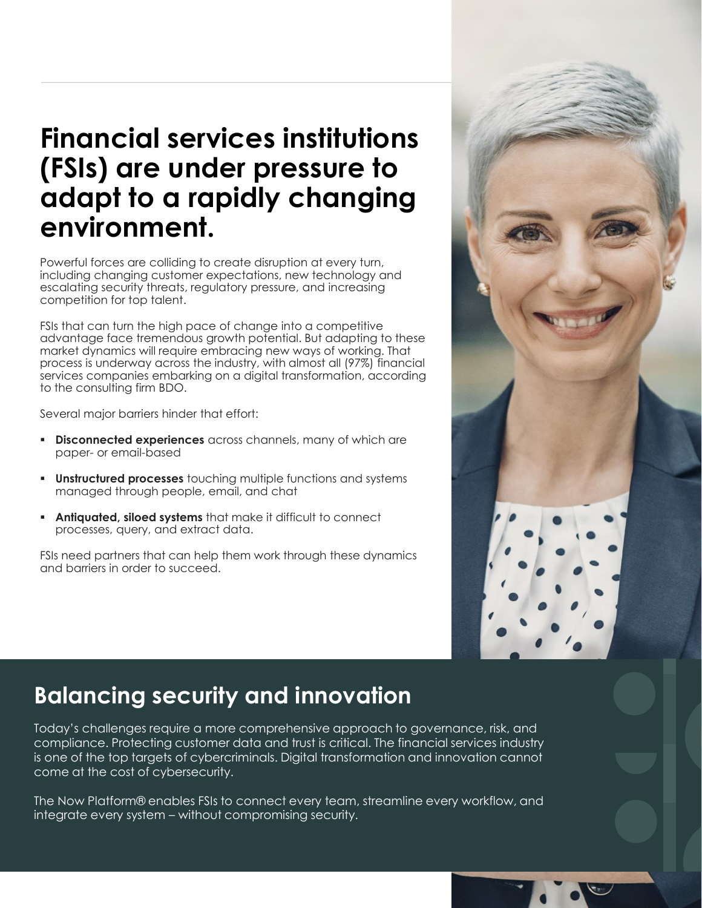# Financial services institutions (FSIs) are under pressure to adapt to a rapidly changing environment.

Powerful forces are colliding to create disruption at every turn, including changing customer expectations, new technology and escalating security threats, regulatory pressure, and increasing competition for top talent.

FSIs that can turn the high pace of change into a competitive advantage face tremendous growth potential. But adapting to these market dynamics will require embracing new ways of working. That process is underway across the industry, with almost all (97%) financial services companies embarking on a digital transformation, according to the consulting firm BDO.

Several major barriers hinder that effort:

- **Disconnected experiences** across channels, many of which are paper- or email-based
- **Unstructured processes** touching multiple functions and systems managed through people, email, and chat
- **Antiquated, siloed systems** that make it difficult to connect processes, query, and extract data.

FSIs need partners that can help them work through these dynamics and barriers in order to succeed.

## Balancing security and innovation

Today's challenges require a more comprehensive approach to governance, risk, and compliance. Protecting customer data and trust is critical. The financial services industry is one of the top targets of cybercriminals. Digital transformation and innovation cannot come at the cost of cybersecurity.

The Now Platform® enables FSIs to connect every team, streamline every workflow, and integrate every system – without compromising security.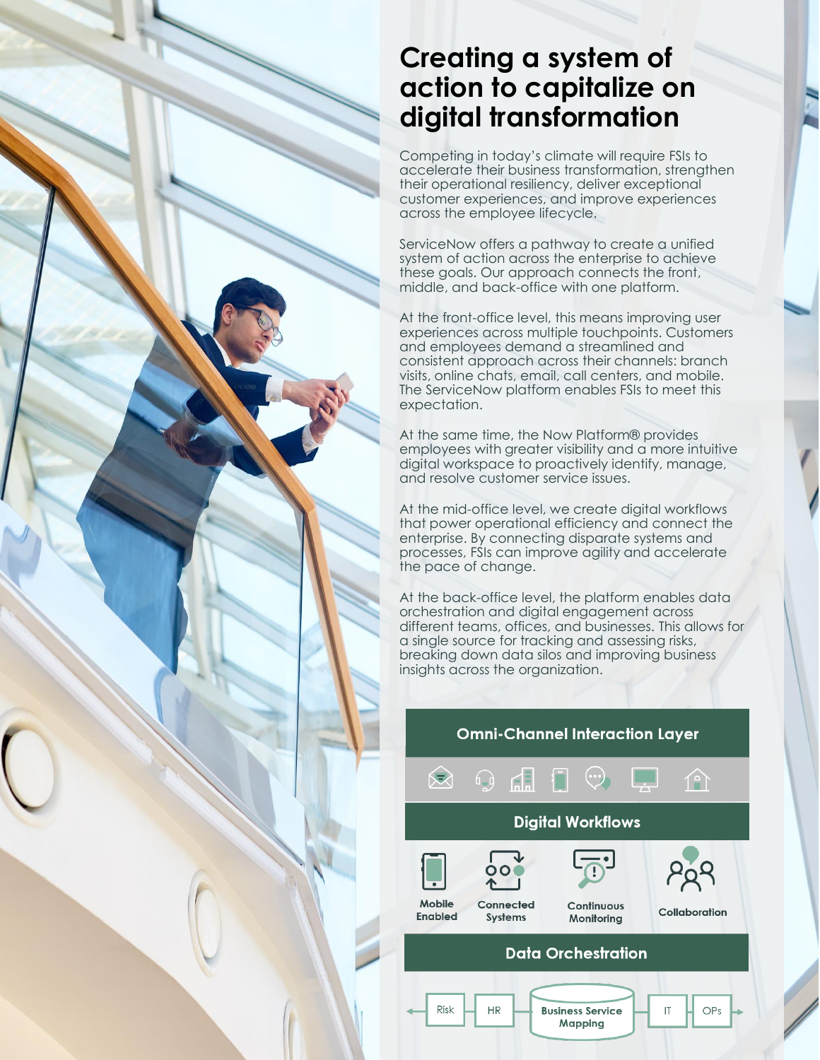# Creating a system of action to capitalize on digital transformation

Competing in today's climate will require FSIs to accelerate their business transformation, strengthen their operational resiliency, deliver exceptional customer experiences, and improve experiences across the employee lifecycle.

ServiceNow offers a pathway to create a unified system of action across the enterprise to achieve these goals. Our approach connects the front, middle, and back-office with one platform.

At the front-office level, this means improving user experiences across multiple touchpoints. Customers and employees demand a streamlined and consistent approach across their channels: branch visits, online chats, email, call centers, and mobile. The ServiceNow platform enables FSIs to meet this expectation.

At the same time, the Now Platform® provides employees with greater visibility and a more intuitive digital workspace to proactively identify, manage, and resolve customer service issues.

At the mid-office level, we create digital workflows that power operational efficiency and connect the enterprise. By connecting disparate systems and processes, FSIs can improve agility and accelerate the pace of change.

At the back-office level, the platform enables data orchestration and digital engagement across different teams, offices, and businesses. This allows for a single source for tracking and assessing risks, breaking down data silos and improving business insights across the organization.

**Omni-Channel Interaction Layer**

**Digital Workflows**

Mobile Enabled | Connected Systems | Continuous Monitoring | Collaboration

**Data Orchestration**

Risk | HR | Business Service Mapping | IT | OPs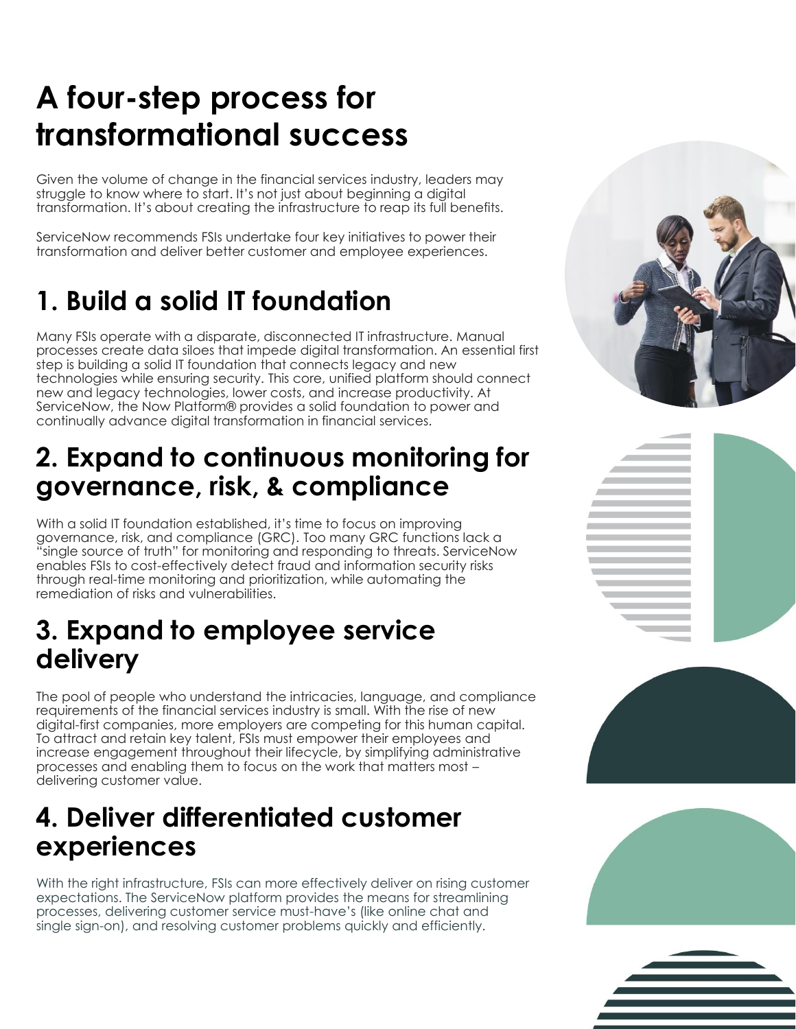# A four-step process for transformational success

Given the volume of change in the financial services industry, leaders may struggle to know where to start. It's not just about beginning a digital transformation. It's about creating the infrastructure to reap its full benefits.

ServiceNow recommends FSIs undertake four key initiatives to power their transformation and deliver better customer and employee experiences.

## 1. Build a solid IT foundation

Many FSIs operate with a disparate, disconnected IT infrastructure. Manual processes create data siloes that impede digital transformation. An essential first step is building a solid IT foundation that connects legacy and new technologies while ensuring security. This core, unified platform should connect new and legacy technologies, lower costs, and increase productivity. At ServiceNow, the Now Platform® provides a solid foundation to power and continually advance digital transformation in financial services.

## 2. Expand to continuous monitoring for governance, risk, & compliance

With a solid IT foundation established, it's time to focus on improving governance, risk, and compliance (GRC). Too many GRC functions lack a "single source of truth" for monitoring and responding to threats. ServiceNow enables FSIs to cost-effectively detect fraud and information security risks through real-time monitoring and prioritization, while automating the remediation of risks and vulnerabilities.

## 3. Expand to employee service delivery

The pool of people who understand the intricacies, language, and compliance requirements of the financial services industry is small. With the rise of new digital-first companies, more employers are competing for this human capital. To attract and retain key talent, FSIs must empower their employees and increase engagement throughout their lifecycle, by simplifying administrative processes and enabling them to focus on the work that matters most – delivering customer value.

## 4. Deliver differentiated customer experiences

With the right infrastructure, FSIs can more effectively deliver on rising customer expectations. The ServiceNow platform provides the means for streamlining processes, delivering customer service must-have's (like online chat and single sign-on), and resolving customer problems quickly and efficiently.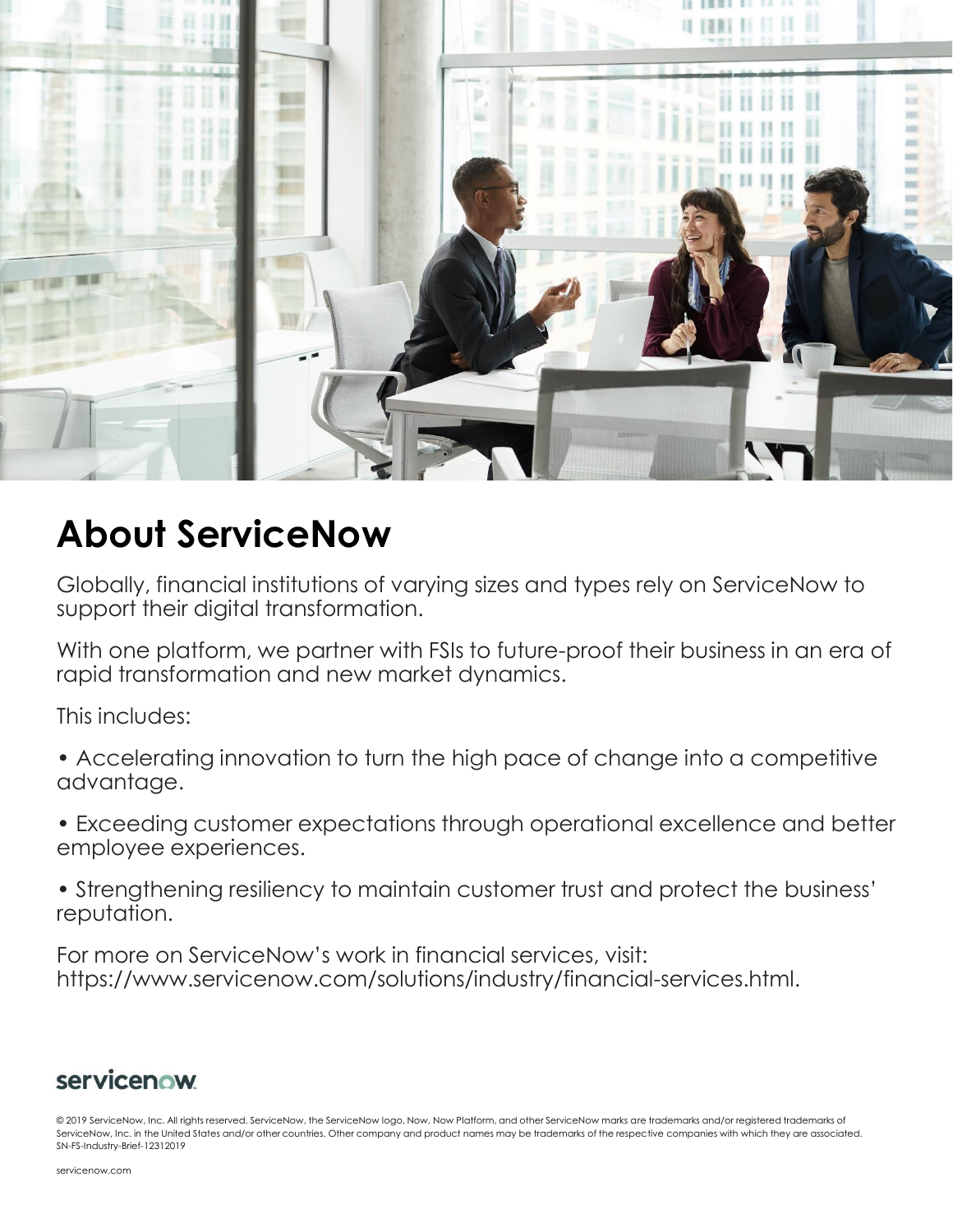# About ServiceNow

Globally, financial institutions of varying sizes and types rely on ServiceNow to support their digital transformation.

With one platform, we partner with FSIs to future-proof their business in an era of rapid transformation and new market dynamics.

This includes:

- Accelerating innovation to turn the high pace of change into a competitive advantage.
- Exceeding customer expectations through operational excellence and better employee experiences.
- Strengthening resiliency to maintain customer trust and protect the business' reputation.

For more on ServiceNow's work in financial services, visit: https://www.servicenow.com/solutions/industry/financial-services.html.

servicenow

© 2019 ServiceNow, Inc. All rights reserved. ServiceNow, the ServiceNow logo, Now, Now Platform, and other ServiceNow marks are trademarks and/or registered trademarks of ServiceNow, Inc. in the United States and/or other countries. Other company and product names may be trademarks of the respective companies with which they are associated. SN-FS-Industry-Brief-12312019

servicenow.com